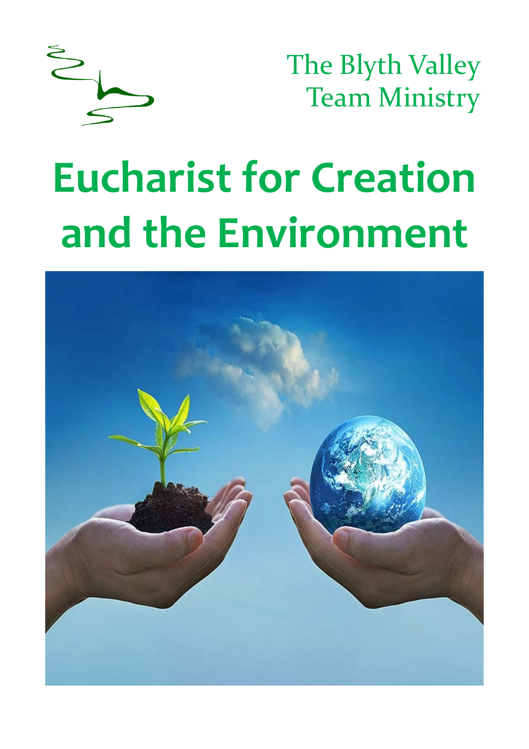The Blyth Valley
Team Ministry

# Eucharist for Creation and the Environment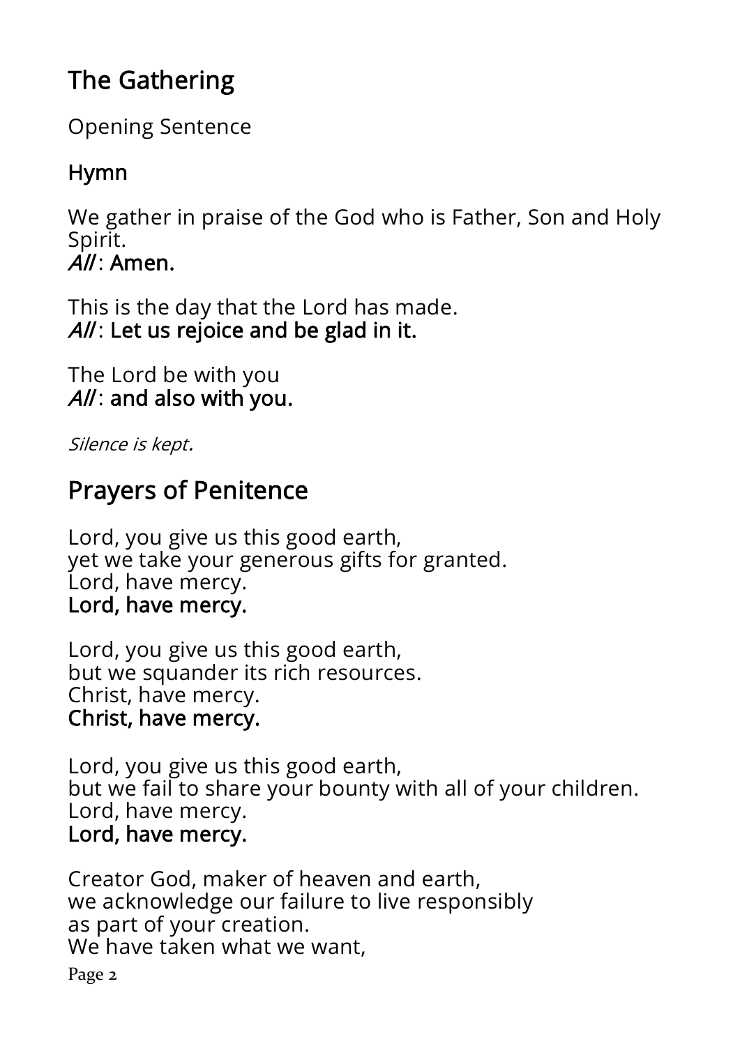## The Gathering

Opening Sentence

### Hymn

We gather in praise of the God who is Father, Son and Holy Spirit.
***All*: Amen.**

This is the day that the Lord has made.
***All*: Let us rejoice and be glad in it.**

The Lord be with you
***All*: and also with you.**

*Silence is kept.*

## Prayers of Penitence

Lord, you give us this good earth,
yet we take your generous gifts for granted.
Lord, have mercy.
**Lord, have mercy.**

Lord, you give us this good earth,
but we squander its rich resources.
Christ, have mercy.
**Christ, have mercy.**

Lord, you give us this good earth,
but we fail to share your bounty with all of your children.
Lord, have mercy.
**Lord, have mercy.**

Creator God, maker of heaven and earth,
we acknowledge our failure to live responsibly
as part of your creation.
We have taken what we want,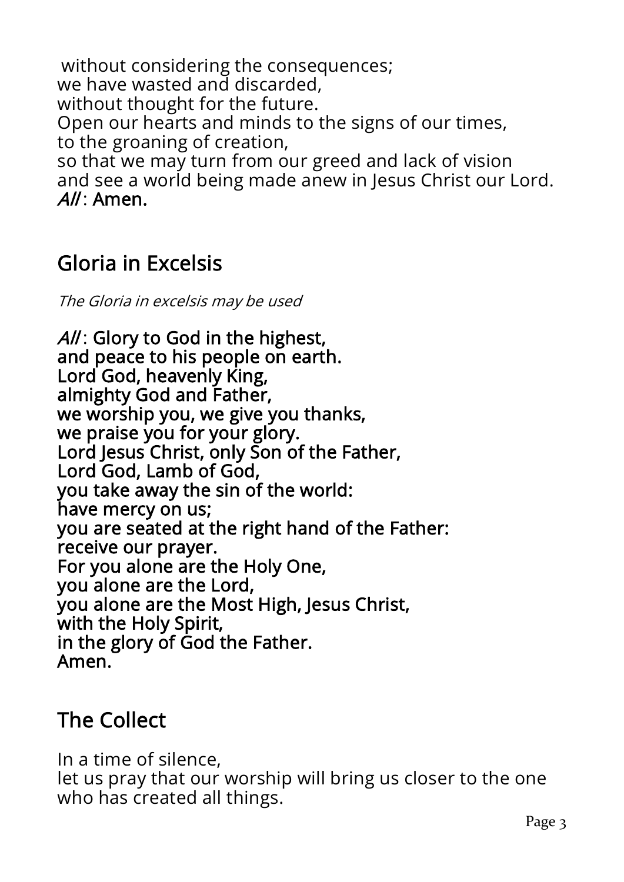without considering the consequences;
we have wasted and discarded,
without thought for the future.
Open our hearts and minds to the signs of our times,
to the groaning of creation,
so that we may turn from our greed and lack of vision
and see a world being made anew in Jesus Christ our Lord.
***All*: Amen.**

## Gloria in Excelsis

*The Gloria in excelsis may be used*

***All*: Glory to God in the highest,**
**and peace to his people on earth.**
**Lord God, heavenly King,**
**almighty God and Father,**
**we worship you, we give you thanks,**
**we praise you for your glory.**
**Lord Jesus Christ, only Son of the Father,**
**Lord God, Lamb of God,**
**you take away the sin of the world:**
**have mercy on us;**
**you are seated at the right hand of the Father:**
**receive our prayer.**
**For you alone are the Holy One,**
**you alone are the Lord,**
**you alone are the Most High, Jesus Christ,**
**with the Holy Spirit,**
**in the glory of God the Father.**
**Amen.**

## The Collect

In a time of silence,
let us pray that our worship will bring us closer to the one who has created all things.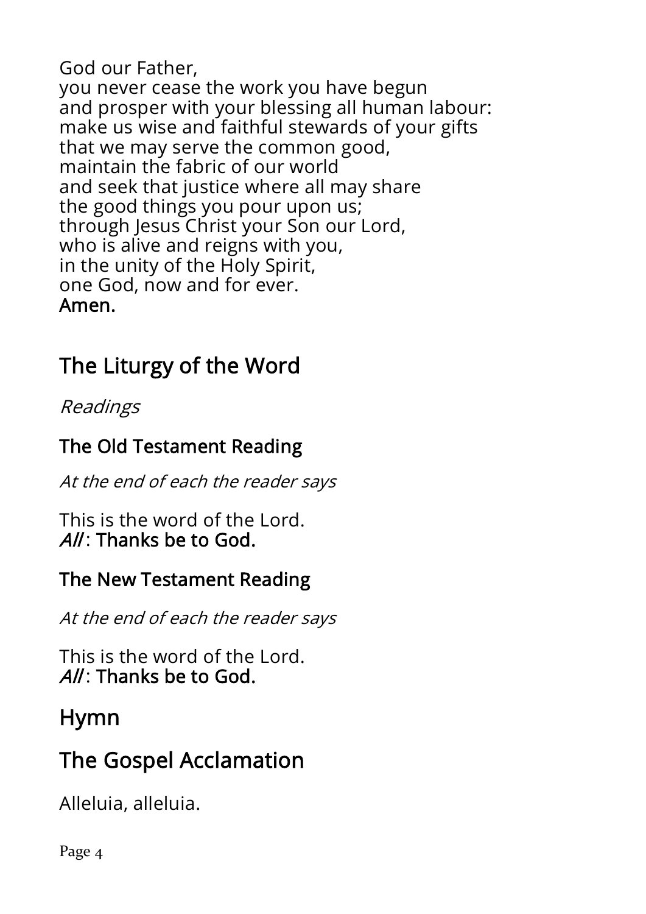God our Father,
you never cease the work you have begun
and prosper with your blessing all human labour:
make us wise and faithful stewards of your gifts
that we may serve the common good,
maintain the fabric of our world
and seek that justice where all may share
the good things you pour upon us;
through Jesus Christ your Son our Lord,
who is alive and reigns with you,
in the unity of the Holy Spirit,
one God, now and for ever.
**Amen.**

## The Liturgy of the Word

*Readings*

### The Old Testament Reading

*At the end of each the reader says*

This is the word of the Lord.
***All*** : **Thanks be to God.**

### The New Testament Reading

*At the end of each the reader says*

This is the word of the Lord.
***All*** : **Thanks be to God.**

## Hymn

## The Gospel Acclamation

Alleluia, alleluia.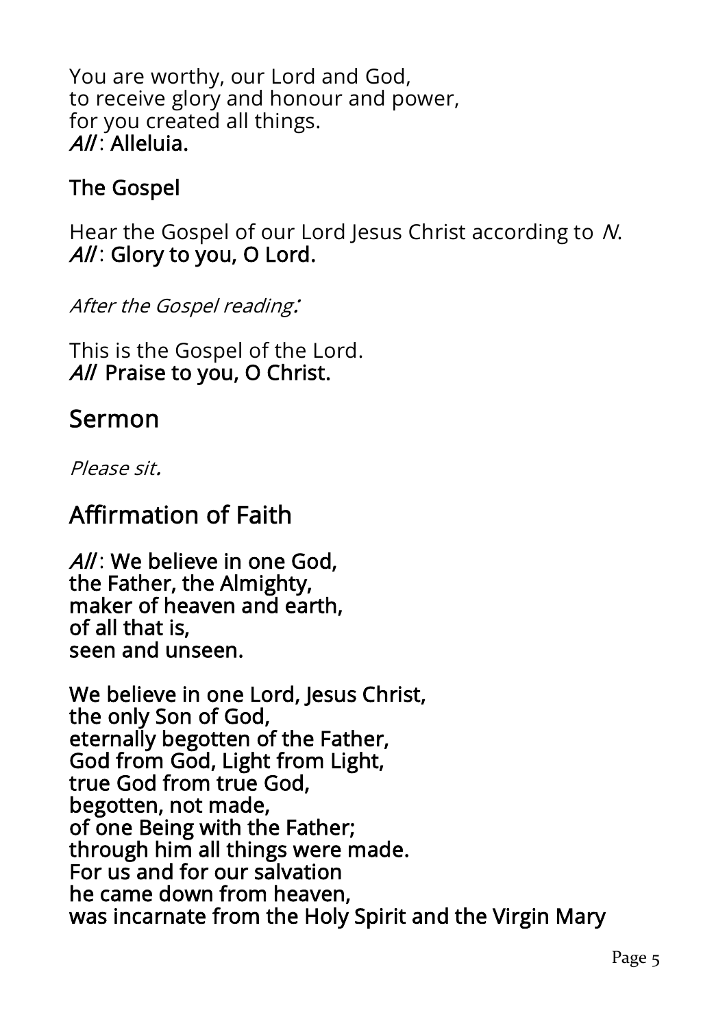You are worthy, our Lord and God,
to receive glory and honour and power,
for you created all things.
*All*: **Alleluia.**

**The Gospel**

Hear the Gospel of our Lord Jesus Christ according to *N*.
*All*: **Glory to you, O Lord.**

*After the Gospel reading:*

This is the Gospel of the Lord.
*All* **Praise to you, O Christ.**

## Sermon

*Please sit.*

## Affirmation of Faith

*All*: **We believe in one God,
the Father, the Almighty,
maker of heaven and earth,
of all that is,
seen and unseen.**

**We believe in one Lord, Jesus Christ,
the only Son of God,
eternally begotten of the Father,
God from God, Light from Light,
true God from true God,
begotten, not made,
of one Being with the Father;
through him all things were made.
For us and for our salvation
he came down from heaven,
was incarnate from the Holy Spirit and the Virgin Mary**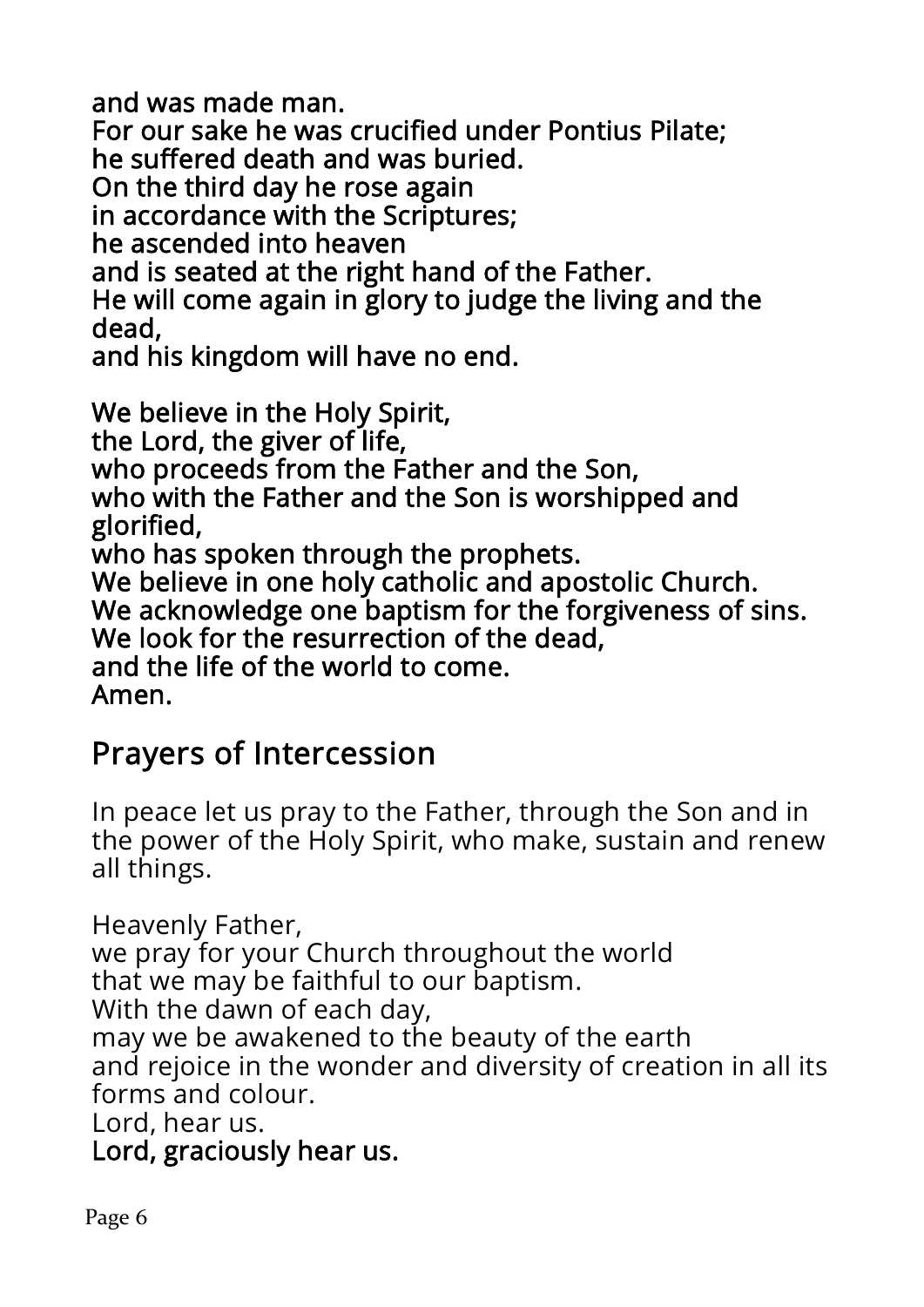**and was made man.**
**For our sake he was crucified under Pontius Pilate;**
**he suffered death and was buried.**
**On the third day he rose again**
**in accordance with the Scriptures;**
**he ascended into heaven**
**and is seated at the right hand of the Father.**
**He will come again in glory to judge the living and the dead,**
**and his kingdom will have no end.**

**We believe in the Holy Spirit,**
**the Lord, the giver of life,**
**who proceeds from the Father and the Son,**
**who with the Father and the Son is worshipped and glorified,**
**who has spoken through the prophets.**
**We believe in one holy catholic and apostolic Church.**
**We acknowledge one baptism for the forgiveness of sins.**
**We look for the resurrection of the dead,**
**and the life of the world to come.**
**Amen.**

## Prayers of Intercession

In peace let us pray to the Father, through the Son and in the power of the Holy Spirit, who make, sustain and renew all things.

Heavenly Father,
we pray for your Church throughout the world
that we may be faithful to our baptism.
With the dawn of each day,
may we be awakened to the beauty of the earth
and rejoice in the wonder and diversity of creation in all its forms and colour.
Lord, hear us.
**Lord, graciously hear us.**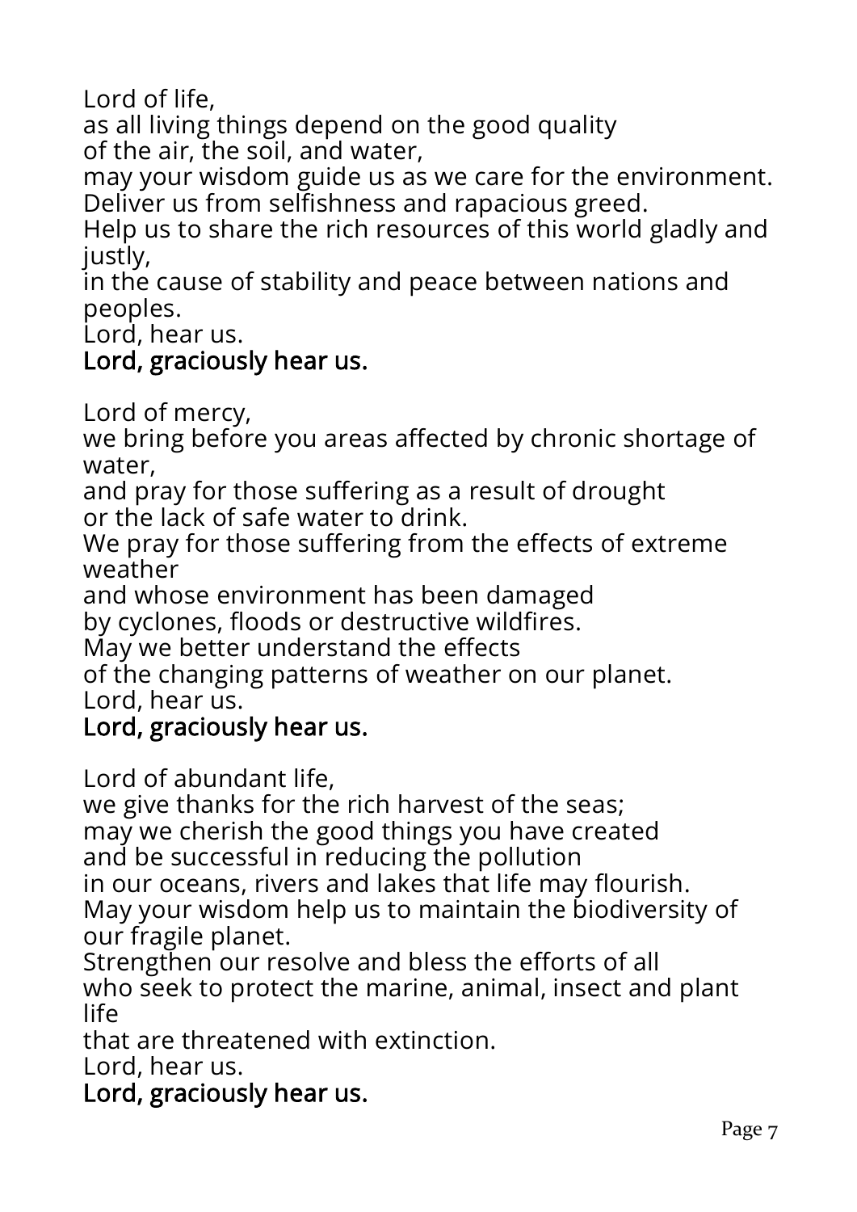Lord of life,
as all living things depend on the good quality
of the air, the soil, and water,
may your wisdom guide us as we care for the environment.
Deliver us from selfishness and rapacious greed.
Help us to share the rich resources of this world gladly and justly,
in the cause of stability and peace between nations and peoples.
Lord, hear us.
**Lord, graciously hear us.**

Lord of mercy,
we bring before you areas affected by chronic shortage of water,
and pray for those suffering as a result of drought
or the lack of safe water to drink.
We pray for those suffering from the effects of extreme weather
and whose environment has been damaged
by cyclones, floods or destructive wildfires.
May we better understand the effects
of the changing patterns of weather on our planet.
Lord, hear us.
**Lord, graciously hear us.**

Lord of abundant life,
we give thanks for the rich harvest of the seas;
may we cherish the good things you have created
and be successful in reducing the pollution
in our oceans, rivers and lakes that life may flourish.
May your wisdom help us to maintain the biodiversity of our fragile planet.
Strengthen our resolve and bless the efforts of all
who seek to protect the marine, animal, insect and plant life
that are threatened with extinction.
Lord, hear us.
**Lord, graciously hear us.**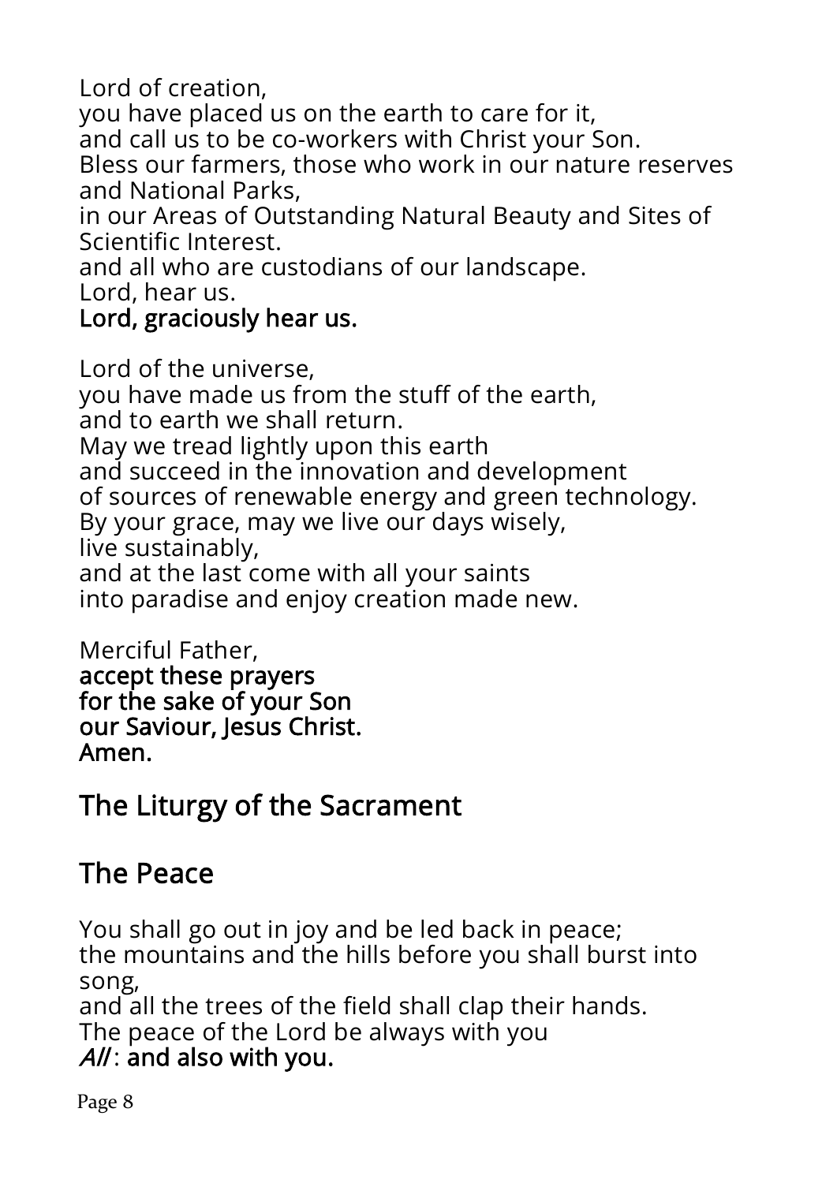Lord of creation,
you have placed us on the earth to care for it,
and call us to be co-workers with Christ your Son.
Bless our farmers, those who work in our nature reserves and National Parks,
in our Areas of Outstanding Natural Beauty and Sites of Scientific Interest.
and all who are custodians of our landscape.
Lord, hear us.
**Lord, graciously hear us.**

Lord of the universe,
you have made us from the stuff of the earth,
and to earth we shall return.
May we tread lightly upon this earth
and succeed in the innovation and development
of sources of renewable energy and green technology.
By your grace, may we live our days wisely,
live sustainably,
and at the last come with all your saints
into paradise and enjoy creation made new.

Merciful Father,
**accept these prayers**
**for the sake of your Son**
**our Saviour, Jesus Christ.**
**Amen.**

## The Liturgy of the Sacrament

## The Peace

You shall go out in joy and be led back in peace;
the mountains and the hills before you shall burst into song,
and all the trees of the field shall clap their hands.
The peace of the Lord be always with you
***All*** : **and also with you.**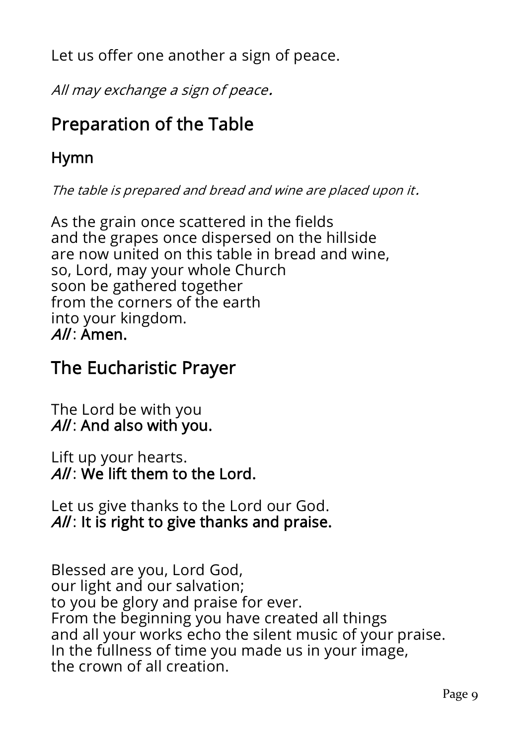Let us offer one another a sign of peace.

*All may exchange a sign of peace.*

## Preparation of the Table

### Hymn

*The table is prepared and bread and wine are placed upon it.*

As the grain once scattered in the fields
and the grapes once dispersed on the hillside
are now united on this table in bread and wine,
so, Lord, may your whole Church
soon be gathered together
from the corners of the earth
into your kingdom.
***All*: Amen.**

## The Eucharistic Prayer

The Lord be with you
***All*: And also with you.**

Lift up your hearts.
***All*: We lift them to the Lord.**

Let us give thanks to the Lord our God.
***All*: It is right to give thanks and praise.**

Blessed are you, Lord God,
our light and our salvation;
to you be glory and praise for ever.
From the beginning you have created all things
and all your works echo the silent music of your praise.
In the fullness of time you made us in your image,
the crown of all creation.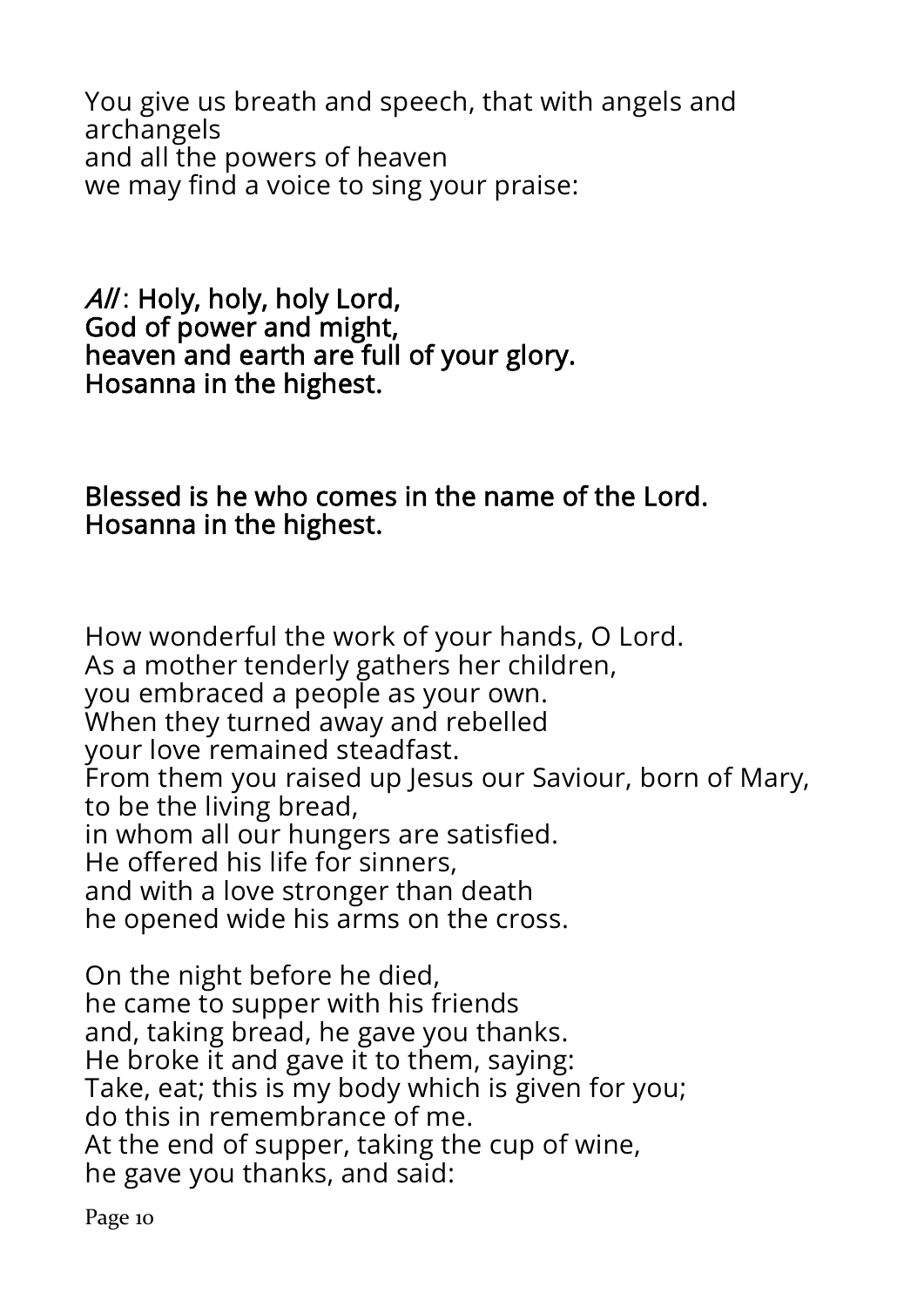You give us breath and speech, that with angels and archangels
and all the powers of heaven
we may find a voice to sing your praise:

***All*** : **Holy, holy, holy Lord,**
**God of power and might,**
**heaven and earth are full of your glory.**
**Hosanna in the highest.**

**Blessed is he who comes in the name of the Lord.**
**Hosanna in the highest.**

How wonderful the work of your hands, O Lord.
As a mother tenderly gathers her children,
you embraced a people as your own.
When they turned away and rebelled
your love remained steadfast.
From them you raised up Jesus our Saviour, born of Mary,
to be the living bread,
in whom all our hungers are satisfied.
He offered his life for sinners,
and with a love stronger than death
he opened wide his arms on the cross.

On the night before he died,
he came to supper with his friends
and, taking bread, he gave you thanks.
He broke it and gave it to them, saying:
Take, eat; this is my body which is given for you;
do this in remembrance of me.
At the end of supper, taking the cup of wine,
he gave you thanks, and said: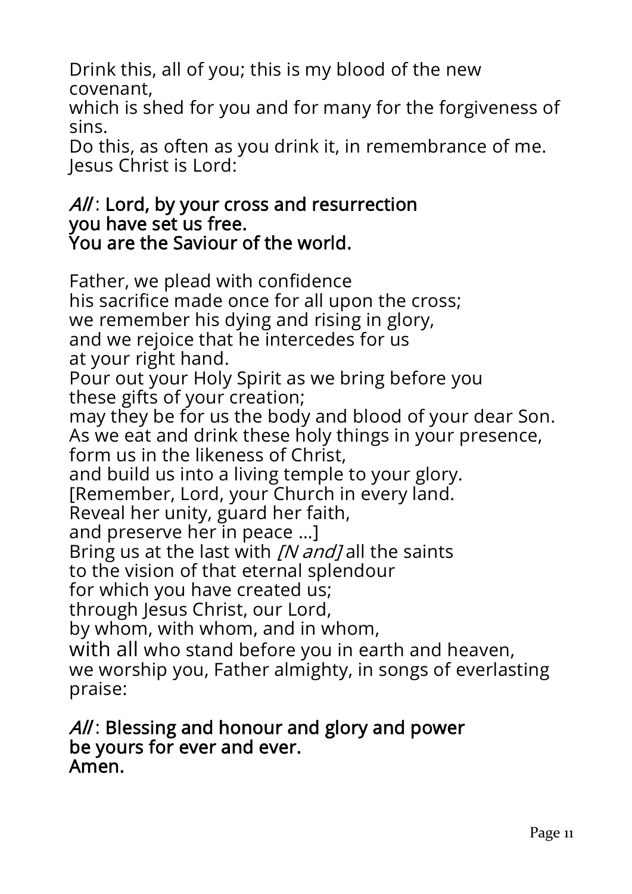Drink this, all of you; this is my blood of the new covenant,
which is shed for you and for many for the forgiveness of sins.
Do this, as often as you drink it, in remembrance of me.
Jesus Christ is Lord:

*All* : **Lord, by your cross and resurrection**
**you have set us free.**
**You are the Saviour of the world.**

Father, we plead with confidence
his sacrifice made once for all upon the cross;
we remember his dying and rising in glory,
and we rejoice that he intercedes for us
at your right hand.
Pour out your Holy Spirit as we bring before you
these gifts of your creation;
may they be for us the body and blood of your dear Son.
As we eat and drink these holy things in your presence,
form us in the likeness of Christ,
and build us into a living temple to your glory.
[Remember, Lord, your Church in every land.
Reveal her unity, guard her faith,
and preserve her in peace …]
Bring us at the last with *[N and]* all the saints
to the vision of that eternal splendour
for which you have created us;
through Jesus Christ, our Lord,
by whom, with whom, and in whom,
with all who stand before you in earth and heaven,
we worship you, Father almighty, in songs of everlasting praise:

*All* : **Blessing and honour and glory and power**
**be yours for ever and ever.**
**Amen.**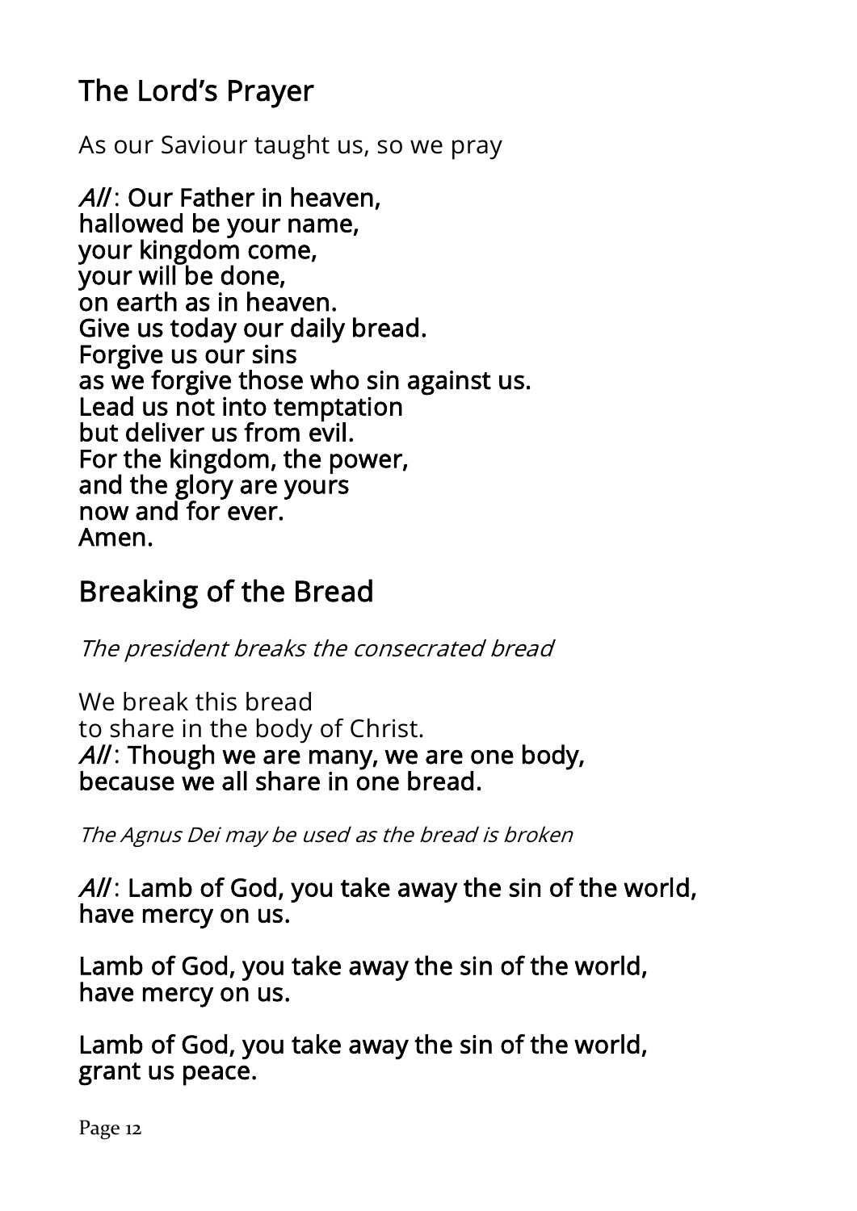## The Lord's Prayer

As our Saviour taught us, so we pray

***All*: Our Father in heaven,**
**hallowed be your name,**
**your kingdom come,**
**your will be done,**
**on earth as in heaven.**
**Give us today our daily bread.**
**Forgive us our sins**
**as we forgive those who sin against us.**
**Lead us not into temptation**
**but deliver us from evil.**
**For the kingdom, the power,**
**and the glory are yours**
**now and for ever.**
**Amen.**

## Breaking of the Bread

*The president breaks the consecrated bread*

We break this bread
to share in the body of Christ.
***All*: Though we are many, we are one body,**
**because we all share in one bread.**

*The Agnus Dei may be used as the bread is broken*

***All*: Lamb of God, you take away the sin of the world,**
**have mercy on us.**

**Lamb of God, you take away the sin of the world,**
**have mercy on us.**

**Lamb of God, you take away the sin of the world,**
**grant us peace.**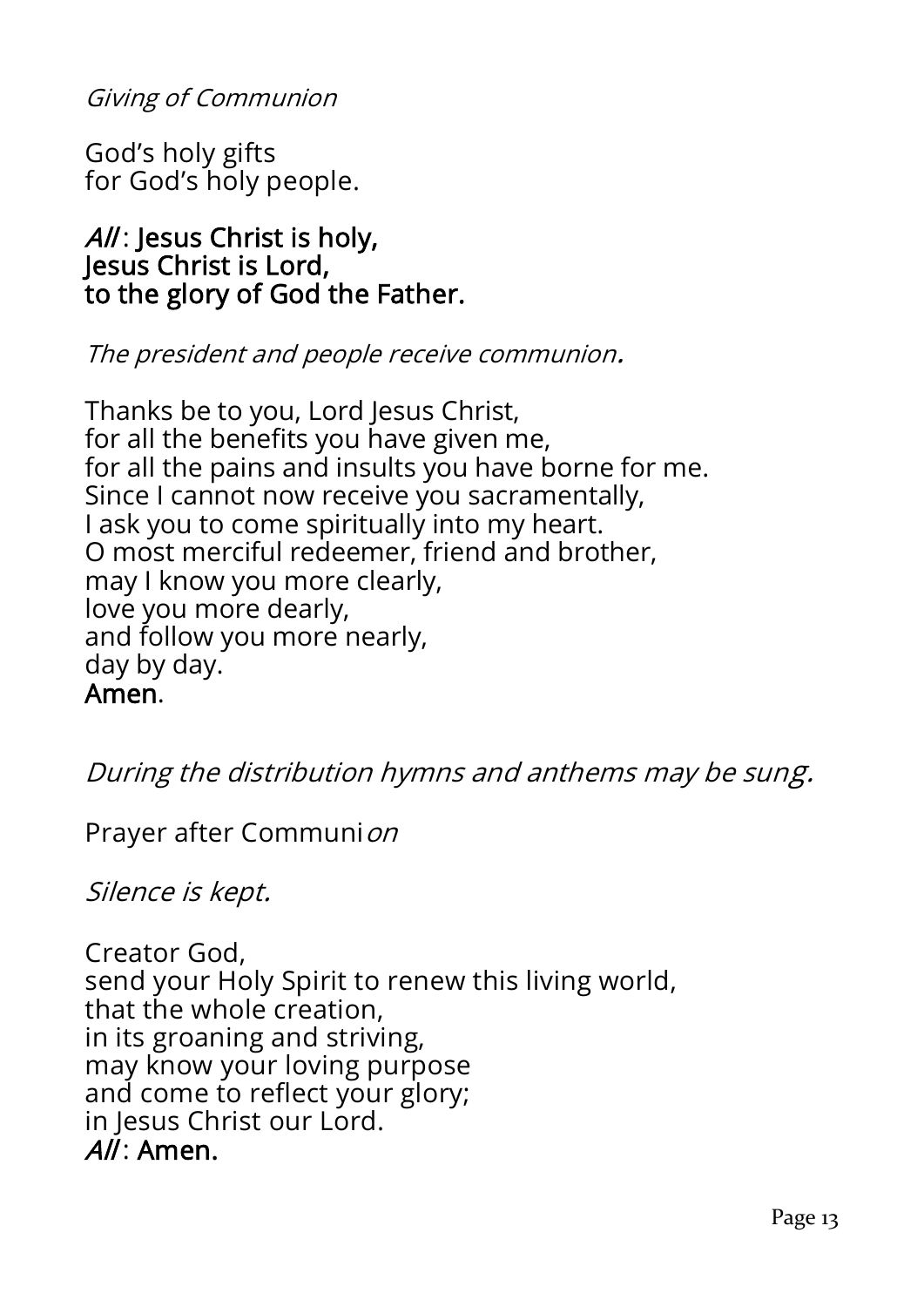*Giving of Communion*

God's holy gifts
for God's holy people.

***All*: Jesus Christ is holy,**
**Jesus Christ is Lord,**
**to the glory of God the Father.**

*The president and people receive communion.*

Thanks be to you, Lord Jesus Christ,
for all the benefits you have given me,
for all the pains and insults you have borne for me.
Since I cannot now receive you sacramentally,
I ask you to come spiritually into my heart.
O most merciful redeemer, friend and brother,
may I know you more clearly,
love you more dearly,
and follow you more nearly,
day by day.
**Amen**.

*During the distribution hymns and anthems may be sung.*

Prayer after Communi*on*

*Silence is kept.*

Creator God,
send your Holy Spirit to renew this living world,
that the whole creation,
in its groaning and striving,
may know your loving purpose
and come to reflect your glory;
in Jesus Christ our Lord.
***All*: Amen.**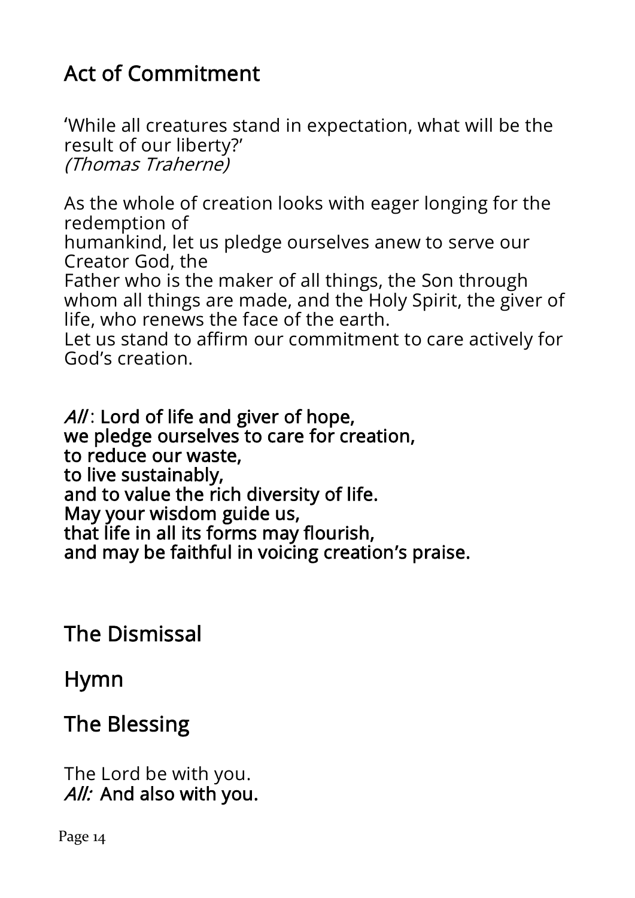## Act of Commitment

'While all creatures stand in expectation, what will be the result of our liberty?'
*(Thomas Traherne)*

As the whole of creation looks with eager longing for the redemption of humankind, let us pledge ourselves anew to serve our Creator God, the Father who is the maker of all things, the Son through whom all things are made, and the Holy Spirit, the giver of life, who renews the face of the earth.
Let us stand to affirm our commitment to care actively for God's creation.

***All*** **: Lord of life and giver of hope,**
**we pledge ourselves to care for creation,**
**to reduce our waste,**
**to live sustainably,**
**and to value the rich diversity of life.**
**May your wisdom guide us,**
**that life in all its forms may flourish,**
**and may be faithful in voicing creation's praise.**

## The Dismissal

## Hymn

## The Blessing

The Lord be with you.
***All:*** **And also with you.**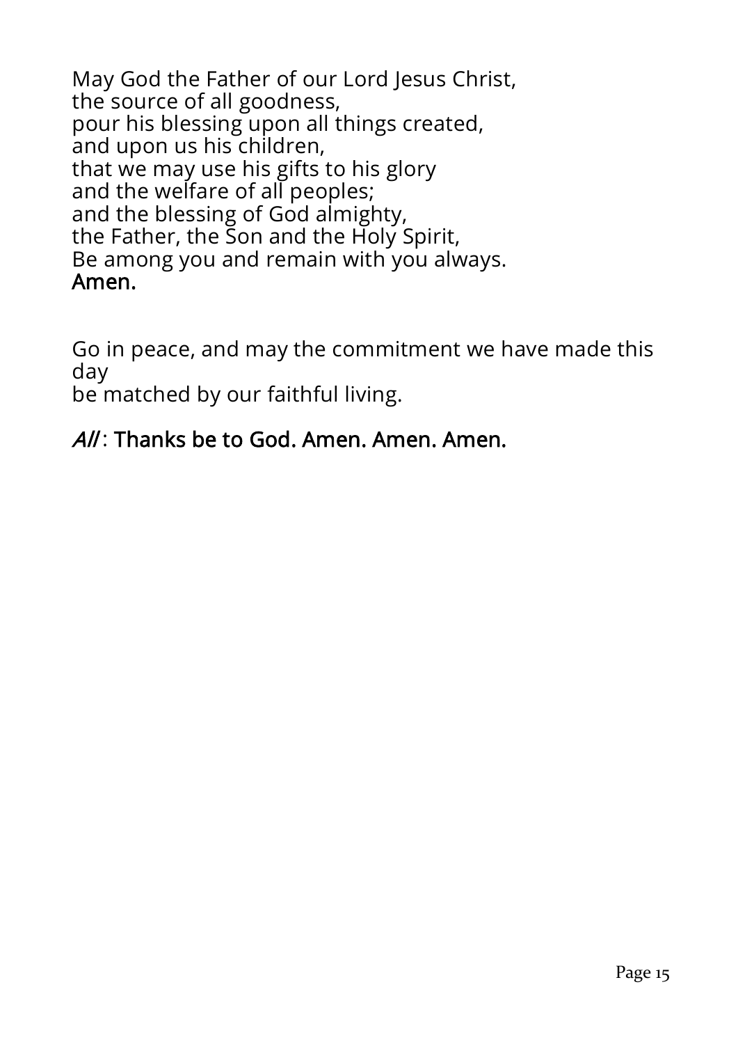May God the Father of our Lord Jesus Christ,
the source of all goodness,
pour his blessing upon all things created,
and upon us his children,
that we may use his gifts to his glory
and the welfare of all peoples;
and the blessing of God almighty,
the Father, the Son and the Holy Spirit,
Be among you and remain with you always.
**Amen.**

Go in peace, and may the commitment we have made this day
be matched by our faithful living.

***All*: Thanks be to God. Amen. Amen. Amen.**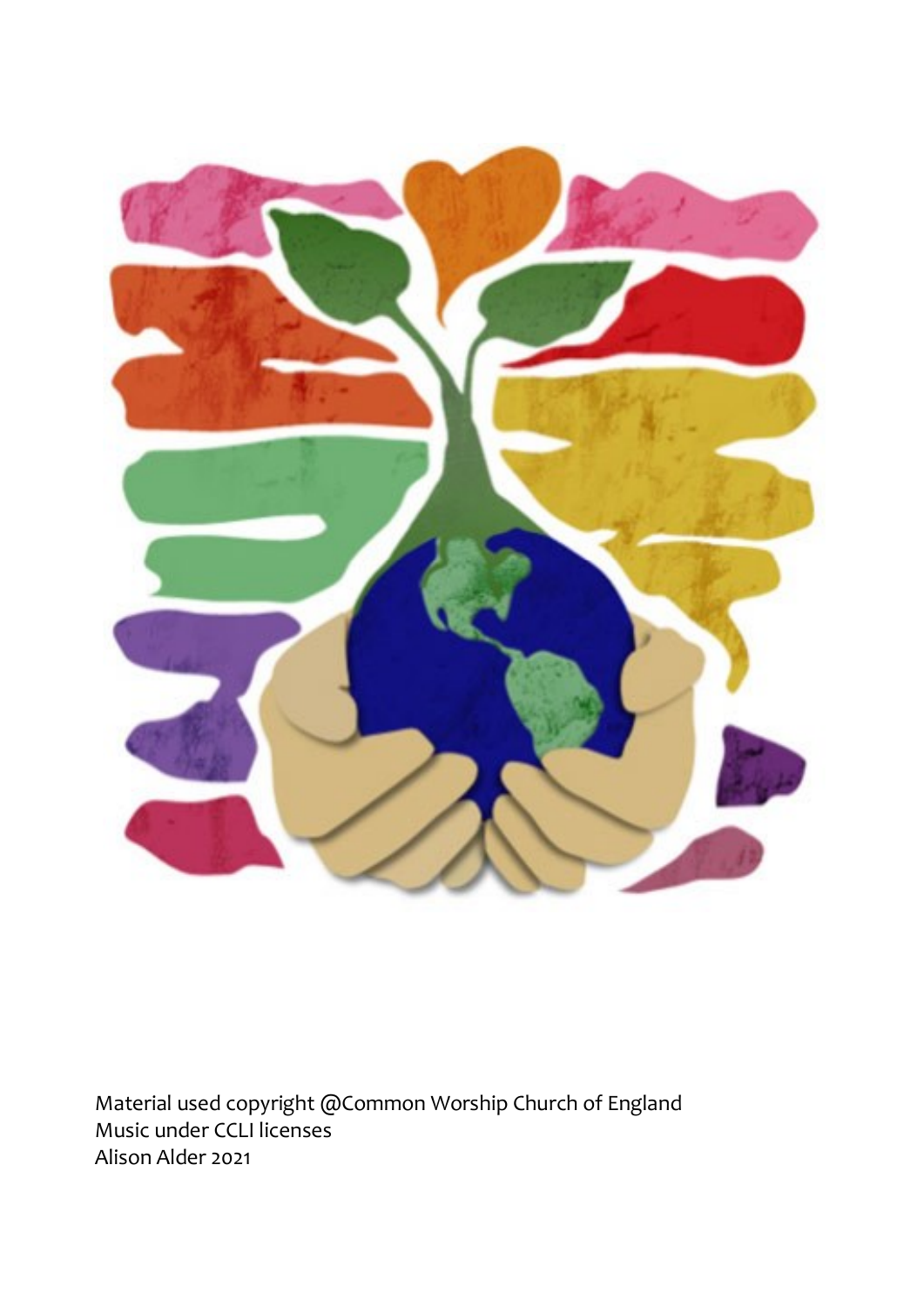Material used copyright @Common Worship Church of England
Music under CCLI licenses
Alison Alder 2021